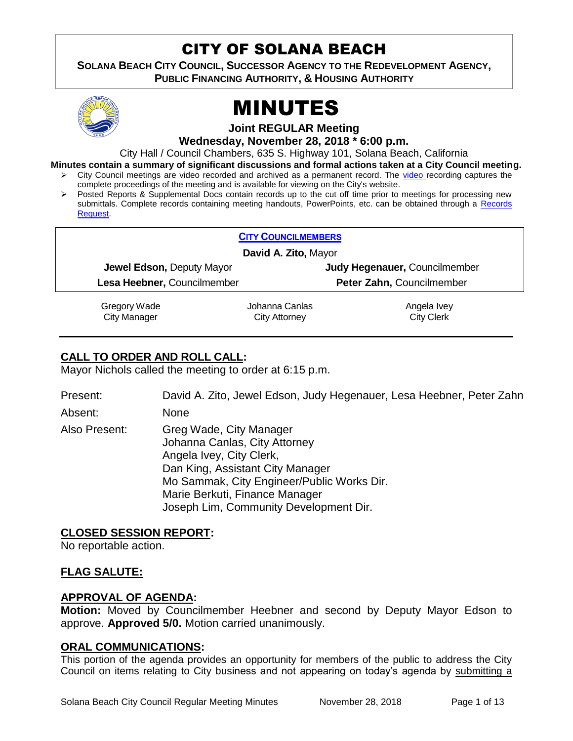# CITY OF SOLANA BEACH

**SOLANA BEACH CITY COUNCIL, SUCCESSOR AGENCY TO THE REDEVELOPMENT AGENCY, PUBLIC FINANCING AUTHORITY, & HOUSING AUTHORITY**

# MINUTES

**Joint REGULAR Meeting**

**Wednesday, November 28, 2018 * 6:00 p.m.**

City Hall / Council Chambers, 635 S. Highway 101, Solana Beach, California

**Minutes contain a summary of significant discussions and formal actions taken at a City Council meeting.**

- City Council meetings are video recorded and archived as a permanent record. The video recording captures the complete proceedings of the meeting and is available for viewing on the City's website.
- Posted Reports & Supplemental Docs contain records up to the cut off time prior to meetings for processing new submittals. Complete records containing meeting handouts, PowerPoints, etc. can be obtained through a Records Request.

**CITY COUNCILMEMBERS**

**David A. Zito,** Mayor

| | |
|---|---|
| **Jewel Edson,** Deputy Mayor | **Judy Hegenauer,** Councilmember |
| **Lesa Heebner,** Councilmember | **Peter Zahn,** Councilmember |

| | | |
|---|---|---|
| Gregory Wade<br>City Manager | Johanna Canlas<br>City Attorney | Angela Ivey<br>City Clerk |

## CALL TO ORDER AND ROLL CALL:

Mayor Nichols called the meeting to order at 6:15 p.m.

Present: David A. Zito, Jewel Edson, Judy Hegenauer, Lesa Heebner, Peter Zahn

Absent: None

Also Present:
Greg Wade, City Manager
Johanna Canlas, City Attorney
Angela Ivey, City Clerk,
Dan King, Assistant City Manager
Mo Sammak, City Engineer/Public Works Dir.
Marie Berkuti, Finance Manager
Joseph Lim, Community Development Dir.

## CLOSED SESSION REPORT:

No reportable action.

## FLAG SALUTE:

## APPROVAL OF AGENDA:

**Motion:** Moved by Councilmember Heebner and second by Deputy Mayor Edson to approve. **Approved 5/0.** Motion carried unanimously.

## ORAL COMMUNICATIONS:

This portion of the agenda provides an opportunity for members of the public to address the City Council on items relating to City business and not appearing on today's agenda by submitting a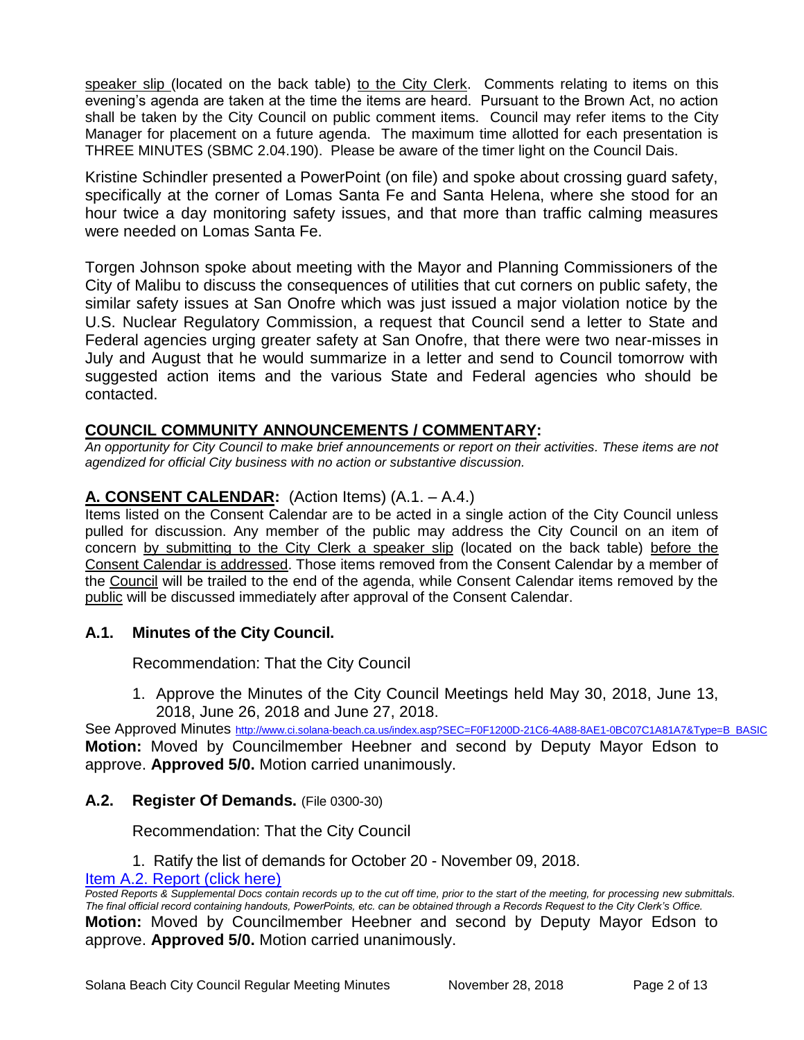speaker slip (located on the back table) to the City Clerk. Comments relating to items on this evening's agenda are taken at the time the items are heard. Pursuant to the Brown Act, no action shall be taken by the City Council on public comment items. Council may refer items to the City Manager for placement on a future agenda. The maximum time allotted for each presentation is THREE MINUTES (SBMC 2.04.190). Please be aware of the timer light on the Council Dais.

Kristine Schindler presented a PowerPoint (on file) and spoke about crossing guard safety, specifically at the corner of Lomas Santa Fe and Santa Helena, where she stood for an hour twice a day monitoring safety issues, and that more than traffic calming measures were needed on Lomas Santa Fe.

Torgen Johnson spoke about meeting with the Mayor and Planning Commissioners of the City of Malibu to discuss the consequences of utilities that cut corners on public safety, the similar safety issues at San Onofre which was just issued a major violation notice by the U.S. Nuclear Regulatory Commission, a request that Council send a letter to State and Federal agencies urging greater safety at San Onofre, that there were two near-misses in July and August that he would summarize in a letter and send to Council tomorrow with suggested action items and the various State and Federal agencies who should be contacted.

## COUNCIL COMMUNITY ANNOUNCEMENTS / COMMENTARY:

*An opportunity for City Council to make brief announcements or report on their activities. These items are not agendized for official City business with no action or substantive discussion.*

## A. CONSENT CALENDAR: (Action Items) (A.1. – A.4.)

Items listed on the Consent Calendar are to be acted in a single action of the City Council unless pulled for discussion. Any member of the public may address the City Council on an item of concern by submitting to the City Clerk a speaker slip (located on the back table) before the Consent Calendar is addressed. Those items removed from the Consent Calendar by a member of the Council will be trailed to the end of the agenda, while Consent Calendar items removed by the public will be discussed immediately after approval of the Consent Calendar.

### A.1. Minutes of the City Council.

Recommendation: That the City Council

1. Approve the Minutes of the City Council Meetings held May 30, 2018, June 13, 2018, June 26, 2018 and June 27, 2018.

See Approved Minutes http://www.ci.solana-beach.ca.us/index.asp?SEC=F0F1200D-21C6-4A88-8AE1-0BC07C1A81A7&Type=B_BASIC

**Motion:** Moved by Councilmember Heebner and second by Deputy Mayor Edson to approve. **Approved 5/0.** Motion carried unanimously.

### A.2. Register Of Demands. (File 0300-30)

Recommendation: That the City Council

1. Ratify the list of demands for October 20 - November 09, 2018.

Item A.2. Report (click here)

*Posted Reports & Supplemental Docs contain records up to the cut off time, prior to the start of the meeting, for processing new submittals. The final official record containing handouts, PowerPoints, etc. can be obtained through a Records Request to the City Clerk's Office.*

**Motion:** Moved by Councilmember Heebner and second by Deputy Mayor Edson to approve. **Approved 5/0.** Motion carried unanimously.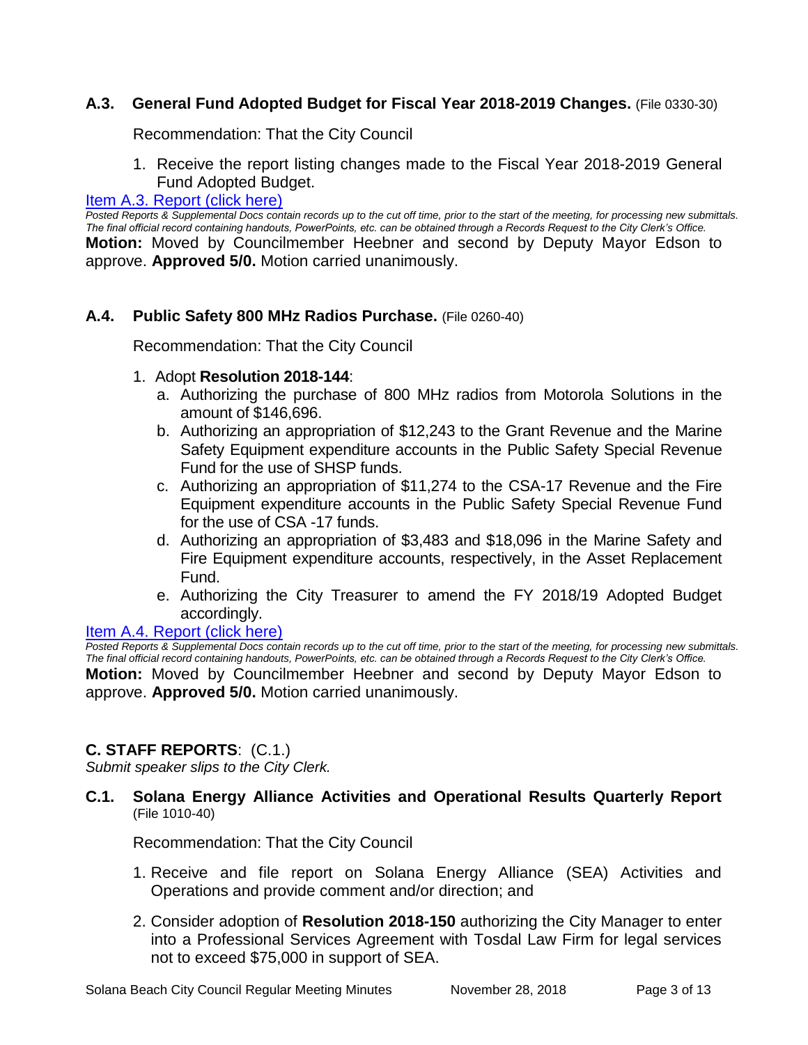### A.3. General Fund Adopted Budget for Fiscal Year 2018-2019 Changes. (File 0330-30)

Recommendation: That the City Council

1. Receive the report listing changes made to the Fiscal Year 2018-2019 General Fund Adopted Budget.

[Item A.3. Report (click here)]

*Posted Reports & Supplemental Docs contain records up to the cut off time, prior to the start of the meeting, for processing new submittals. The final official record containing handouts, PowerPoints, etc. can be obtained through a Records Request to the City Clerk's Office.*

**Motion:** Moved by Councilmember Heebner and second by Deputy Mayor Edson to approve. **Approved 5/0.** Motion carried unanimously.

### A.4. Public Safety 800 MHz Radios Purchase. (File 0260-40)

Recommendation: That the City Council

1. Adopt **Resolution 2018-144**:
   a. Authorizing the purchase of 800 MHz radios from Motorola Solutions in the amount of $146,696.
   b. Authorizing an appropriation of $12,243 to the Grant Revenue and the Marine Safety Equipment expenditure accounts in the Public Safety Special Revenue Fund for the use of SHSP funds.
   c. Authorizing an appropriation of $11,274 to the CSA-17 Revenue and the Fire Equipment expenditure accounts in the Public Safety Special Revenue Fund for the use of CSA -17 funds.
   d. Authorizing an appropriation of $3,483 and $18,096 in the Marine Safety and Fire Equipment expenditure accounts, respectively, in the Asset Replacement Fund.
   e. Authorizing the City Treasurer to amend the FY 2018/19 Adopted Budget accordingly.

[Item A.4. Report (click here)]

*Posted Reports & Supplemental Docs contain records up to the cut off time, prior to the start of the meeting, for processing new submittals. The final official record containing handouts, PowerPoints, etc. can be obtained through a Records Request to the City Clerk's Office.*

**Motion:** Moved by Councilmember Heebner and second by Deputy Mayor Edson to approve. **Approved 5/0.** Motion carried unanimously.

## C. STAFF REPORTS: (C.1.)

*Submit speaker slips to the City Clerk.*

### C.1. Solana Energy Alliance Activities and Operational Results Quarterly Report (File 1010-40)

Recommendation: That the City Council

1. Receive and file report on Solana Energy Alliance (SEA) Activities and Operations and provide comment and/or direction; and
2. Consider adoption of **Resolution 2018-150** authorizing the City Manager to enter into a Professional Services Agreement with Tosdal Law Firm for legal services not to exceed $75,000 in support of SEA.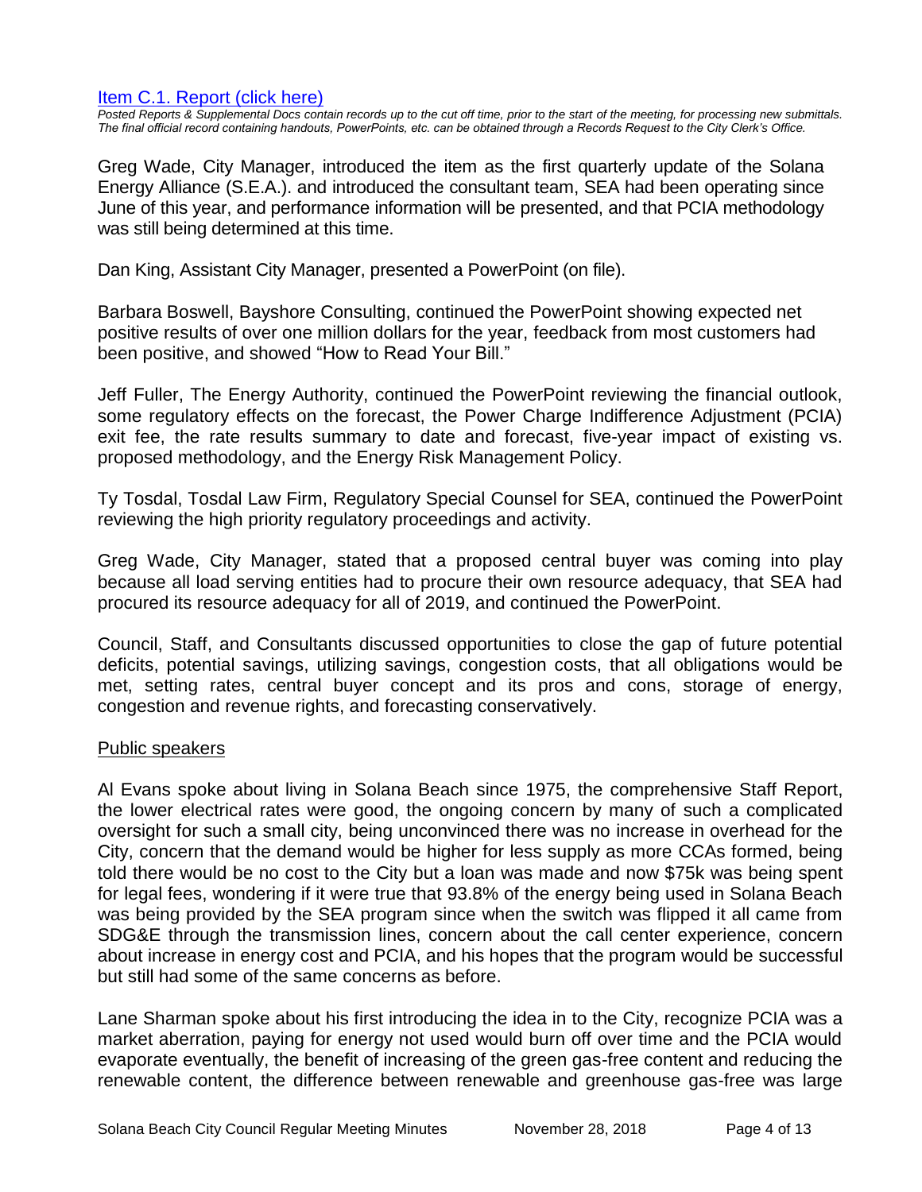[Item C.1. Report (click here)](#)

*Posted Reports & Supplemental Docs contain records up to the cut off time, prior to the start of the meeting, for processing new submittals. The final official record containing handouts, PowerPoints, etc. can be obtained through a Records Request to the City Clerk's Office.*

Greg Wade, City Manager, introduced the item as the first quarterly update of the Solana Energy Alliance (S.E.A.). and introduced the consultant team, SEA had been operating since June of this year, and performance information will be presented, and that PCIA methodology was still being determined at this time.

Dan King, Assistant City Manager, presented a PowerPoint (on file).

Barbara Boswell, Bayshore Consulting, continued the PowerPoint showing expected net positive results of over one million dollars for the year, feedback from most customers had been positive, and showed "How to Read Your Bill."

Jeff Fuller, The Energy Authority, continued the PowerPoint reviewing the financial outlook, some regulatory effects on the forecast, the Power Charge Indifference Adjustment (PCIA) exit fee, the rate results summary to date and forecast, five-year impact of existing vs. proposed methodology, and the Energy Risk Management Policy.

Ty Tosdal, Tosdal Law Firm, Regulatory Special Counsel for SEA, continued the PowerPoint reviewing the high priority regulatory proceedings and activity.

Greg Wade, City Manager, stated that a proposed central buyer was coming into play because all load serving entities had to procure their own resource adequacy, that SEA had procured its resource adequacy for all of 2019, and continued the PowerPoint.

Council, Staff, and Consultants discussed opportunities to close the gap of future potential deficits, potential savings, utilizing savings, congestion costs, that all obligations would be met, setting rates, central buyer concept and its pros and cons, storage of energy, congestion and revenue rights, and forecasting conservatively.

<u>Public speakers</u>

Al Evans spoke about living in Solana Beach since 1975, the comprehensive Staff Report, the lower electrical rates were good, the ongoing concern by many of such a complicated oversight for such a small city, being unconvinced there was no increase in overhead for the City, concern that the demand would be higher for less supply as more CCAs formed, being told there would be no cost to the City but a loan was made and now $75k was being spent for legal fees, wondering if it were true that 93.8% of the energy being used in Solana Beach was being provided by the SEA program since when the switch was flipped it all came from SDG&E through the transmission lines, concern about the call center experience, concern about increase in energy cost and PCIA, and his hopes that the program would be successful but still had some of the same concerns as before.

Lane Sharman spoke about his first introducing the idea in to the City, recognize PCIA was a market aberration, paying for energy not used would burn off over time and the PCIA would evaporate eventually, the benefit of increasing of the green gas-free content and reducing the renewable content, the difference between renewable and greenhouse gas-free was large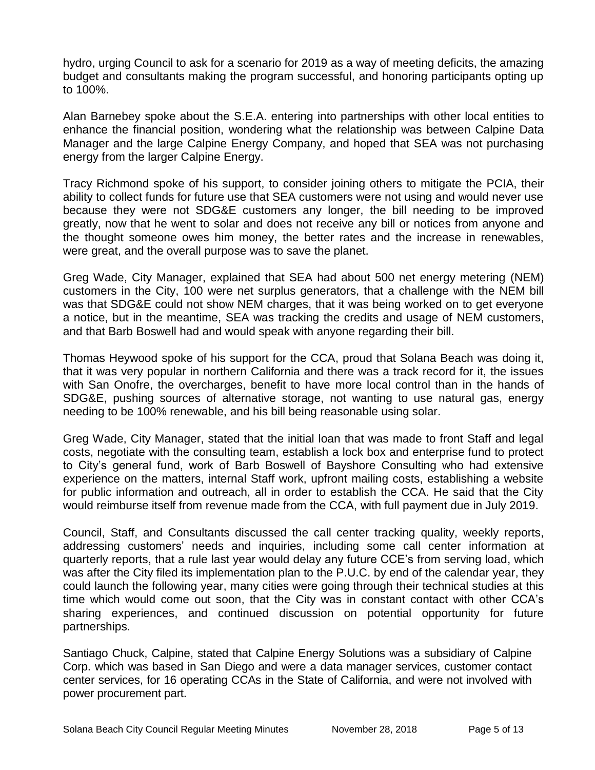hydro, urging Council to ask for a scenario for 2019 as a way of meeting deficits, the amazing budget and consultants making the program successful, and honoring participants opting up to 100%.

Alan Barnebey spoke about the S.E.A. entering into partnerships with other local entities to enhance the financial position, wondering what the relationship was between Calpine Data Manager and the large Calpine Energy Company, and hoped that SEA was not purchasing energy from the larger Calpine Energy.

Tracy Richmond spoke of his support, to consider joining others to mitigate the PCIA, their ability to collect funds for future use that SEA customers were not using and would never use because they were not SDG&E customers any longer, the bill needing to be improved greatly, now that he went to solar and does not receive any bill or notices from anyone and the thought someone owes him money, the better rates and the increase in renewables, were great, and the overall purpose was to save the planet.

Greg Wade, City Manager, explained that SEA had about 500 net energy metering (NEM) customers in the City, 100 were net surplus generators, that a challenge with the NEM bill was that SDG&E could not show NEM charges, that it was being worked on to get everyone a notice, but in the meantime, SEA was tracking the credits and usage of NEM customers, and that Barb Boswell had and would speak with anyone regarding their bill.

Thomas Heywood spoke of his support for the CCA, proud that Solana Beach was doing it, that it was very popular in northern California and there was a track record for it, the issues with San Onofre, the overcharges, benefit to have more local control than in the hands of SDG&E, pushing sources of alternative storage, not wanting to use natural gas, energy needing to be 100% renewable, and his bill being reasonable using solar.

Greg Wade, City Manager, stated that the initial loan that was made to front Staff and legal costs, negotiate with the consulting team, establish a lock box and enterprise fund to protect to City's general fund, work of Barb Boswell of Bayshore Consulting who had extensive experience on the matters, internal Staff work, upfront mailing costs, establishing a website for public information and outreach, all in order to establish the CCA. He said that the City would reimburse itself from revenue made from the CCA, with full payment due in July 2019.

Council, Staff, and Consultants discussed the call center tracking quality, weekly reports, addressing customers' needs and inquiries, including some call center information at quarterly reports, that a rule last year would delay any future CCE's from serving load, which was after the City filed its implementation plan to the P.U.C. by end of the calendar year, they could launch the following year, many cities were going through their technical studies at this time which would come out soon, that the City was in constant contact with other CCA's sharing experiences, and continued discussion on potential opportunity for future partnerships.

Santiago Chuck, Calpine, stated that Calpine Energy Solutions was a subsidiary of Calpine Corp. which was based in San Diego and were a data manager services, customer contact center services, for 16 operating CCAs in the State of California, and were not involved with power procurement part.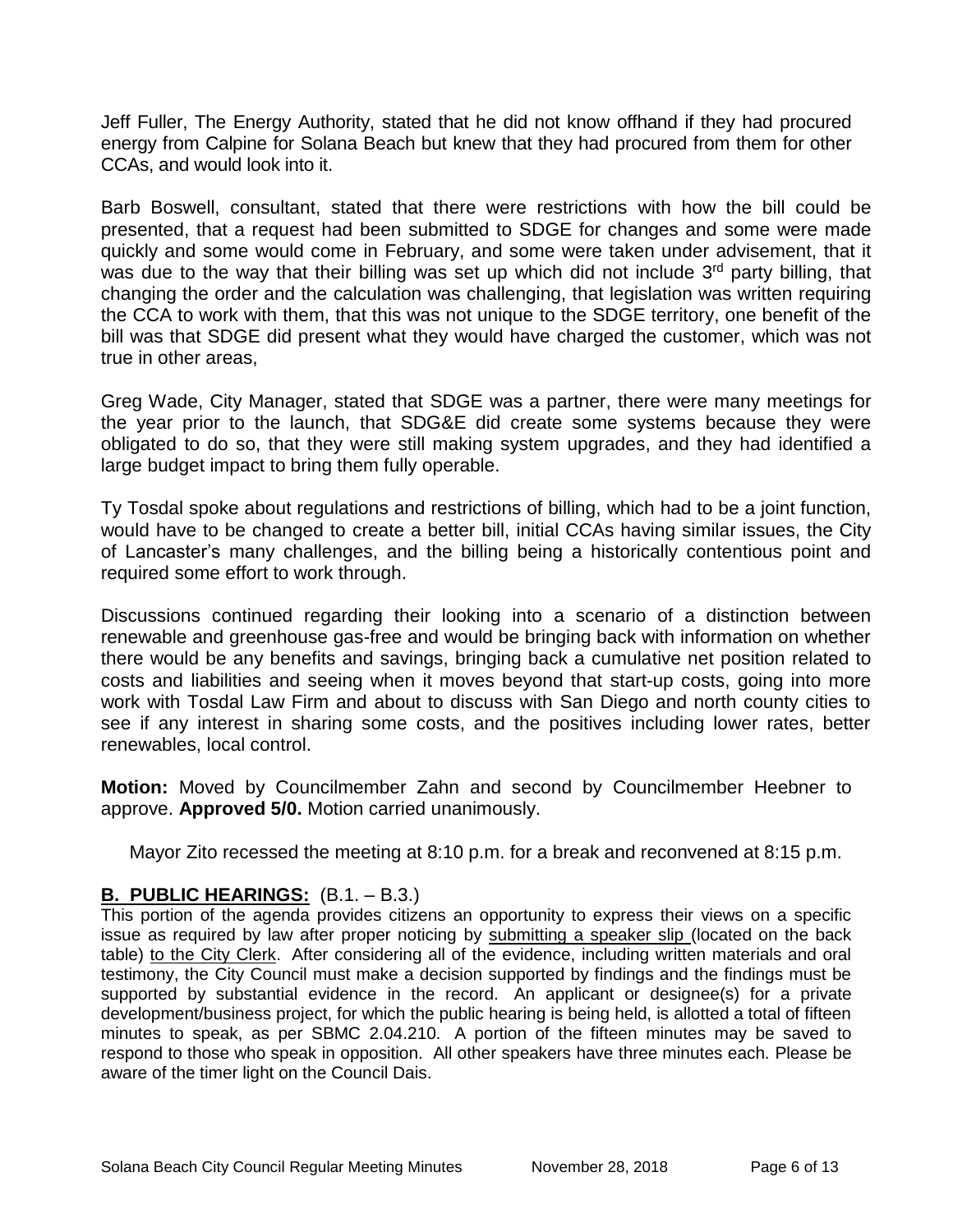Jeff Fuller, The Energy Authority, stated that he did not know offhand if they had procured energy from Calpine for Solana Beach but knew that they had procured from them for other CCAs, and would look into it.

Barb Boswell, consultant, stated that there were restrictions with how the bill could be presented, that a request had been submitted to SDGE for changes and some were made quickly and some would come in February, and some were taken under advisement, that it was due to the way that their billing was set up which did not include 3rd party billing, that changing the order and the calculation was challenging, that legislation was written requiring the CCA to work with them, that this was not unique to the SDGE territory, one benefit of the bill was that SDGE did present what they would have charged the customer, which was not true in other areas,

Greg Wade, City Manager, stated that SDGE was a partner, there were many meetings for the year prior to the launch, that SDG&E did create some systems because they were obligated to do so, that they were still making system upgrades, and they had identified a large budget impact to bring them fully operable.

Ty Tosdal spoke about regulations and restrictions of billing, which had to be a joint function, would have to be changed to create a better bill, initial CCAs having similar issues, the City of Lancaster's many challenges, and the billing being a historically contentious point and required some effort to work through.

Discussions continued regarding their looking into a scenario of a distinction between renewable and greenhouse gas-free and would be bringing back with information on whether there would be any benefits and savings, bringing back a cumulative net position related to costs and liabilities and seeing when it moves beyond that start-up costs, going into more work with Tosdal Law Firm and about to discuss with San Diego and north county cities to see if any interest in sharing some costs, and the positives including lower rates, better renewables, local control.

**Motion:** Moved by Councilmember Zahn and second by Councilmember Heebner to approve. **Approved 5/0.** Motion carried unanimously.

Mayor Zito recessed the meeting at 8:10 p.m. for a break and reconvened at 8:15 p.m.

## **B. PUBLIC HEARINGS:** (B.1. – B.3.)

This portion of the agenda provides citizens an opportunity to express their views on a specific issue as required by law after proper noticing by submitting a speaker slip (located on the back table) to the City Clerk. After considering all of the evidence, including written materials and oral testimony, the City Council must make a decision supported by findings and the findings must be supported by substantial evidence in the record. An applicant or designee(s) for a private development/business project, for which the public hearing is being held, is allotted a total of fifteen minutes to speak, as per SBMC 2.04.210. A portion of the fifteen minutes may be saved to respond to those who speak in opposition. All other speakers have three minutes each. Please be aware of the timer light on the Council Dais.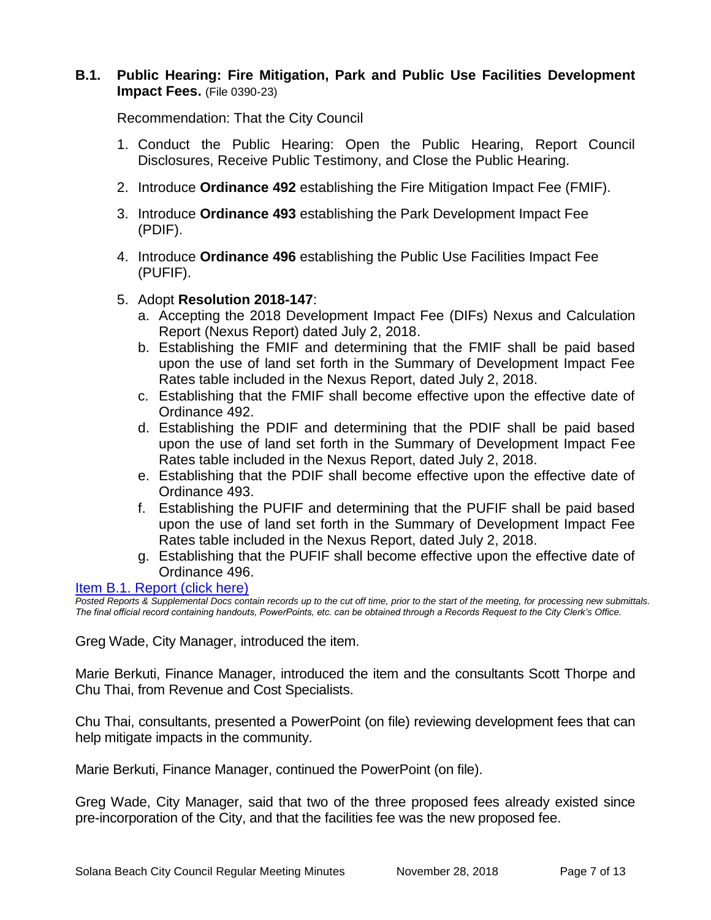### B.1. Public Hearing: Fire Mitigation, Park and Public Use Facilities Development Impact Fees. (File 0390-23)

Recommendation: That the City Council

1. Conduct the Public Hearing: Open the Public Hearing, Report Council Disclosures, Receive Public Testimony, and Close the Public Hearing.
2. Introduce **Ordinance 492** establishing the Fire Mitigation Impact Fee (FMIF).
3. Introduce **Ordinance 493** establishing the Park Development Impact Fee (PDIF).
4. Introduce **Ordinance 496** establishing the Public Use Facilities Impact Fee (PUFIF).
5. Adopt **Resolution 2018-147**:
   a. Accepting the 2018 Development Impact Fee (DIFs) Nexus and Calculation Report (Nexus Report) dated July 2, 2018.
   b. Establishing the FMIF and determining that the FMIF shall be paid based upon the use of land set forth in the Summary of Development Impact Fee Rates table included in the Nexus Report, dated July 2, 2018.
   c. Establishing that the FMIF shall become effective upon the effective date of Ordinance 492.
   d. Establishing the PDIF and determining that the PDIF shall be paid based upon the use of land set forth in the Summary of Development Impact Fee Rates table included in the Nexus Report, dated July 2, 2018.
   e. Establishing that the PDIF shall become effective upon the effective date of Ordinance 493.
   f. Establishing the PUFIF and determining that the PUFIF shall be paid based upon the use of land set forth in the Summary of Development Impact Fee Rates table included in the Nexus Report, dated July 2, 2018.
   g. Establishing that the PUFIF shall become effective upon the effective date of Ordinance 496.

Item B.1. Report (click here)

*Posted Reports & Supplemental Docs contain records up to the cut off time, prior to the start of the meeting, for processing new submittals. The final official record containing handouts, PowerPoints, etc. can be obtained through a Records Request to the City Clerk's Office.*

Greg Wade, City Manager, introduced the item.

Marie Berkuti, Finance Manager, introduced the item and the consultants Scott Thorpe and Chu Thai, from Revenue and Cost Specialists.

Chu Thai, consultants, presented a PowerPoint (on file) reviewing development fees that can help mitigate impacts in the community.

Marie Berkuti, Finance Manager, continued the PowerPoint (on file).

Greg Wade, City Manager, said that two of the three proposed fees already existed since pre-incorporation of the City, and that the facilities fee was the new proposed fee.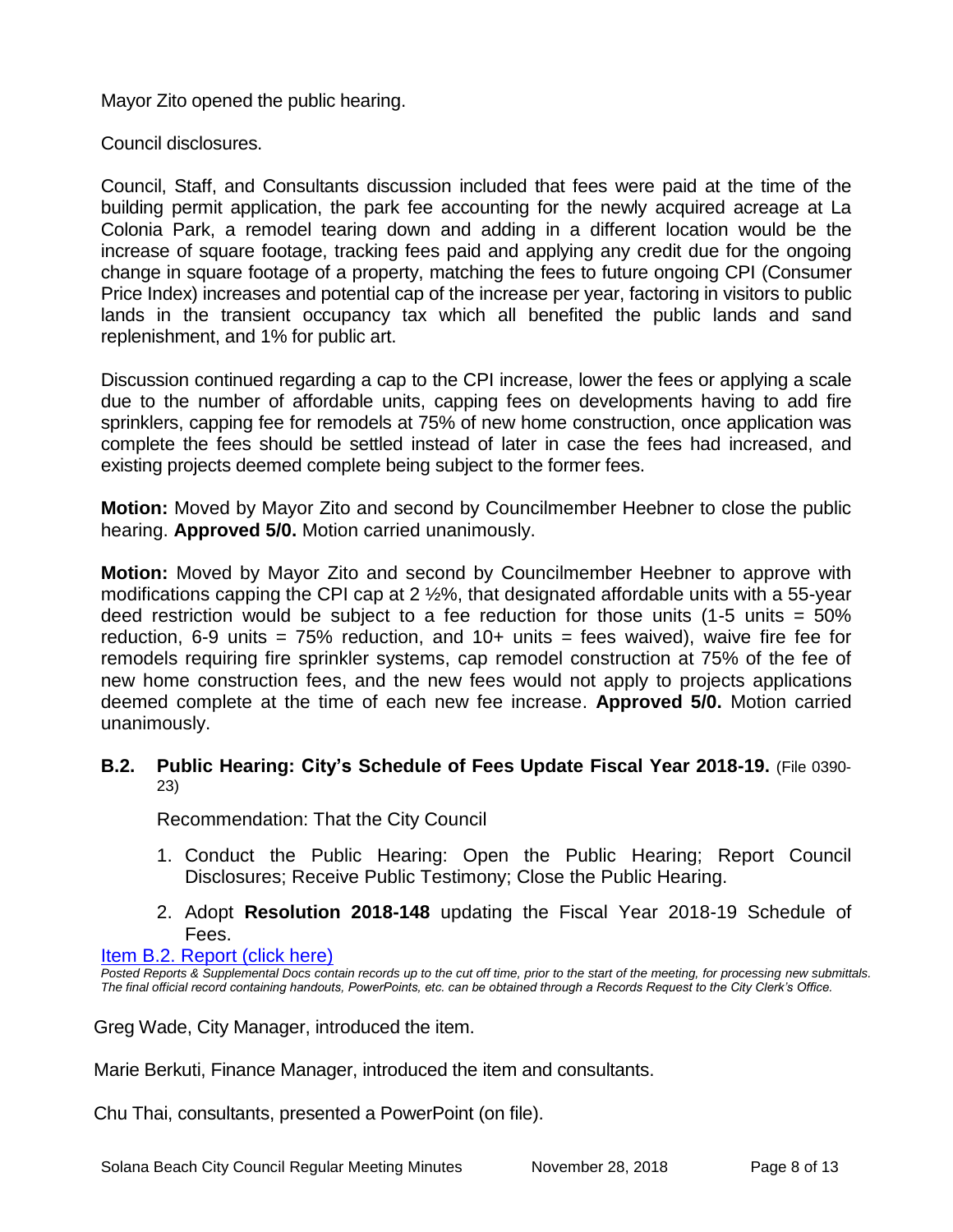Mayor Zito opened the public hearing.

Council disclosures.

Council, Staff, and Consultants discussion included that fees were paid at the time of the building permit application, the park fee accounting for the newly acquired acreage at La Colonia Park, a remodel tearing down and adding in a different location would be the increase of square footage, tracking fees paid and applying any credit due for the ongoing change in square footage of a property, matching the fees to future ongoing CPI (Consumer Price Index) increases and potential cap of the increase per year, factoring in visitors to public lands in the transient occupancy tax which all benefited the public lands and sand replenishment, and 1% for public art.

Discussion continued regarding a cap to the CPI increase, lower the fees or applying a scale due to the number of affordable units, capping fees on developments having to add fire sprinklers, capping fee for remodels at 75% of new home construction, once application was complete the fees should be settled instead of later in case the fees had increased, and existing projects deemed complete being subject to the former fees.

**Motion:** Moved by Mayor Zito and second by Councilmember Heebner to close the public hearing. **Approved 5/0.** Motion carried unanimously.

**Motion:** Moved by Mayor Zito and second by Councilmember Heebner to approve with modifications capping the CPI cap at 2 ½%, that designated affordable units with a 55-year deed restriction would be subject to a fee reduction for those units (1-5 units = 50% reduction, 6-9 units = 75% reduction, and 10+ units = fees waived), waive fire fee for remodels requiring fire sprinkler systems, cap remodel construction at 75% of the fee of new home construction fees, and the new fees would not apply to projects applications deemed complete at the time of each new fee increase. **Approved 5/0.** Motion carried unanimously.

### B.2. Public Hearing: City's Schedule of Fees Update Fiscal Year 2018-19. (File 0390-23)

Recommendation: That the City Council

1. Conduct the Public Hearing: Open the Public Hearing; Report Council Disclosures; Receive Public Testimony; Close the Public Hearing.
2. Adopt **Resolution 2018-148** updating the Fiscal Year 2018-19 Schedule of Fees.

[Item B.2. Report (click here)]

*Posted Reports & Supplemental Docs contain records up to the cut off time, prior to the start of the meeting, for processing new submittals. The final official record containing handouts, PowerPoints, etc. can be obtained through a Records Request to the City Clerk's Office.*

Greg Wade, City Manager, introduced the item.

Marie Berkuti, Finance Manager, introduced the item and consultants.

Chu Thai, consultants, presented a PowerPoint (on file).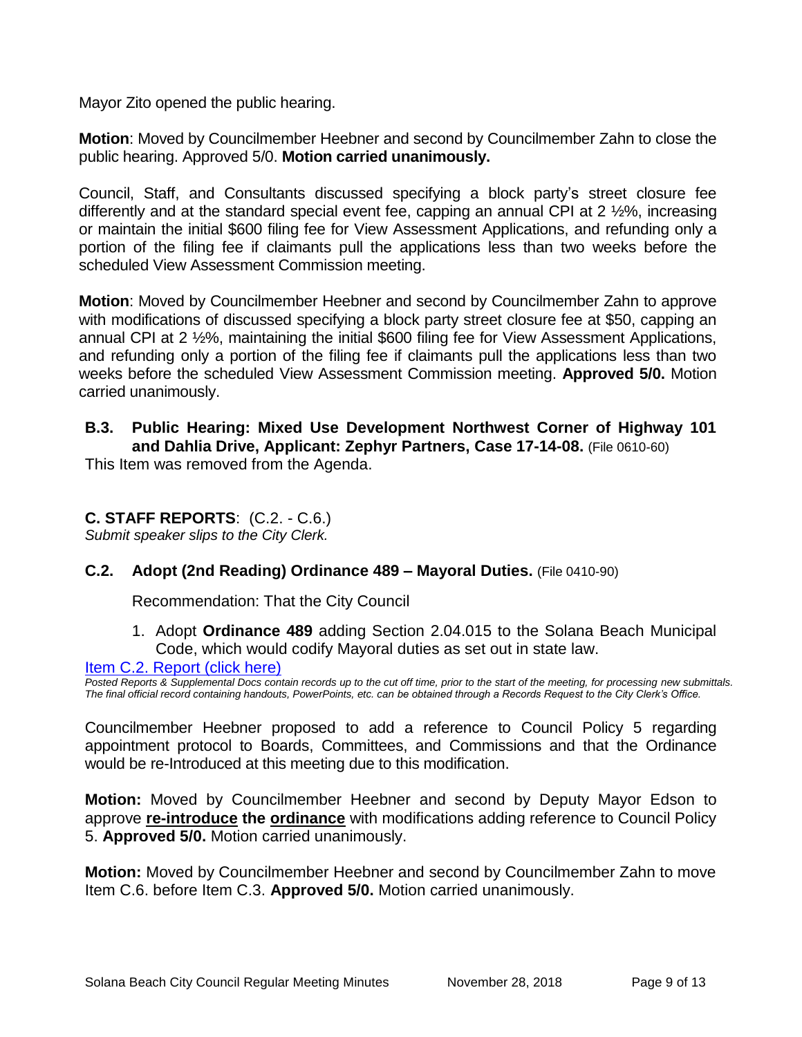Mayor Zito opened the public hearing.

**Motion**: Moved by Councilmember Heebner and second by Councilmember Zahn to close the public hearing. Approved 5/0. **Motion carried unanimously.**

Council, Staff, and Consultants discussed specifying a block party's street closure fee differently and at the standard special event fee, capping an annual CPI at 2 ½%, increasing or maintain the initial $600 filing fee for View Assessment Applications, and refunding only a portion of the filing fee if claimants pull the applications less than two weeks before the scheduled View Assessment Commission meeting.

**Motion**: Moved by Councilmember Heebner and second by Councilmember Zahn to approve with modifications of discussed specifying a block party street closure fee at $50, capping an annual CPI at 2 ½%, maintaining the initial $600 filing fee for View Assessment Applications, and refunding only a portion of the filing fee if claimants pull the applications less than two weeks before the scheduled View Assessment Commission meeting. **Approved 5/0.** Motion carried unanimously.

### B.3. Public Hearing: Mixed Use Development Northwest Corner of Highway 101 and Dahlia Drive, Applicant: Zephyr Partners, Case 17-14-08. (File 0610-60)

This Item was removed from the Agenda.

## C. STAFF REPORTS: (C.2. - C.6.)

*Submit speaker slips to the City Clerk.*

### C.2. Adopt (2nd Reading) Ordinance 489 – Mayoral Duties. (File 0410-90)

Recommendation: That the City Council

1. Adopt **Ordinance 489** adding Section 2.04.015 to the Solana Beach Municipal Code, which would codify Mayoral duties as set out in state law.

Item C.2. Report (click here)

*Posted Reports & Supplemental Docs contain records up to the cut off time, prior to the start of the meeting, for processing new submittals. The final official record containing handouts, PowerPoints, etc. can be obtained through a Records Request to the City Clerk's Office.*

Councilmember Heebner proposed to add a reference to Council Policy 5 regarding appointment protocol to Boards, Committees, and Commissions and that the Ordinance would be re-Introduced at this meeting due to this modification.

**Motion:** Moved by Councilmember Heebner and second by Deputy Mayor Edson to approve **re-introduce the ordinance** with modifications adding reference to Council Policy 5. **Approved 5/0.** Motion carried unanimously.

**Motion:** Moved by Councilmember Heebner and second by Councilmember Zahn to move Item C.6. before Item C.3. **Approved 5/0.** Motion carried unanimously.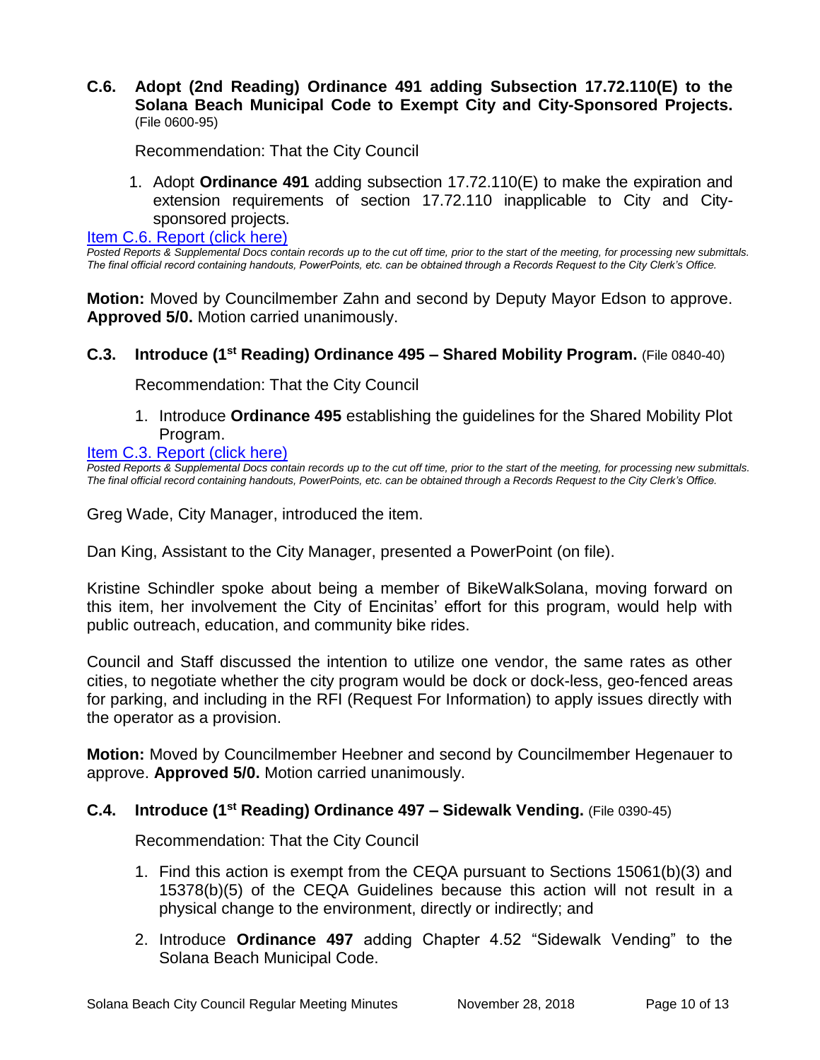**C.6. Adopt (2nd Reading) Ordinance 491 adding Subsection 17.72.110(E) to the Solana Beach Municipal Code to Exempt City and City-Sponsored Projects.** (File 0600-95)

Recommendation: That the City Council

1. Adopt **Ordinance 491** adding subsection 17.72.110(E) to make the expiration and extension requirements of section 17.72.110 inapplicable to City and City-sponsored projects.

[Item C.6. Report (click here)]

*Posted Reports & Supplemental Docs contain records up to the cut off time, prior to the start of the meeting, for processing new submittals. The final official record containing handouts, PowerPoints, etc. can be obtained through a Records Request to the City Clerk's Office.*

**Motion:** Moved by Councilmember Zahn and second by Deputy Mayor Edson to approve. **Approved 5/0.** Motion carried unanimously.

**C.3. Introduce (1st Reading) Ordinance 495 – Shared Mobility Program.** (File 0840-40)

Recommendation: That the City Council

1. Introduce **Ordinance 495** establishing the guidelines for the Shared Mobility Plot Program.

[Item C.3. Report (click here)]

*Posted Reports & Supplemental Docs contain records up to the cut off time, prior to the start of the meeting, for processing new submittals. The final official record containing handouts, PowerPoints, etc. can be obtained through a Records Request to the City Clerk's Office.*

Greg Wade, City Manager, introduced the item.

Dan King, Assistant to the City Manager, presented a PowerPoint (on file).

Kristine Schindler spoke about being a member of BikeWalkSolana, moving forward on this item, her involvement the City of Encinitas' effort for this program, would help with public outreach, education, and community bike rides.

Council and Staff discussed the intention to utilize one vendor, the same rates as other cities, to negotiate whether the city program would be dock or dock-less, geo-fenced areas for parking, and including in the RFI (Request For Information) to apply issues directly with the operator as a provision.

**Motion:** Moved by Councilmember Heebner and second by Councilmember Hegenauer to approve. **Approved 5/0.** Motion carried unanimously.

**C.4. Introduce (1st Reading) Ordinance 497 – Sidewalk Vending.** (File 0390-45)

Recommendation: That the City Council

1. Find this action is exempt from the CEQA pursuant to Sections 15061(b)(3) and 15378(b)(5) of the CEQA Guidelines because this action will not result in a physical change to the environment, directly or indirectly; and
2. Introduce **Ordinance 497** adding Chapter 4.52 "Sidewalk Vending" to the Solana Beach Municipal Code.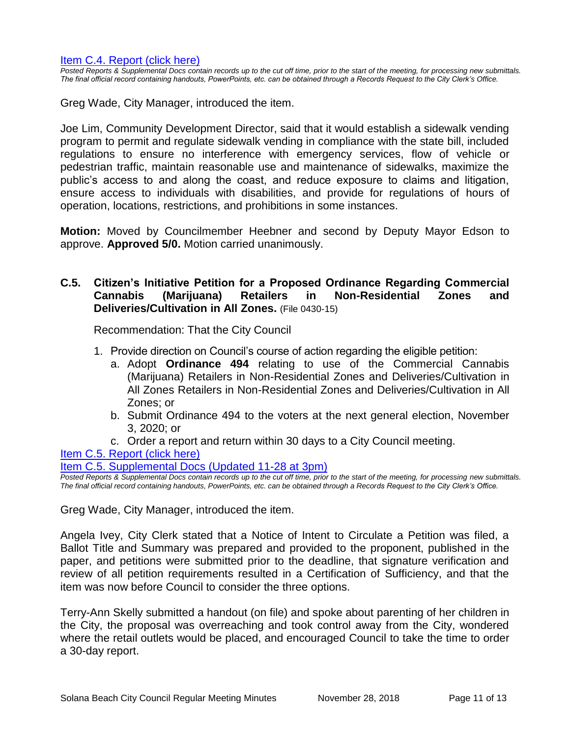[Item C.4. Report (click here)](#)

*Posted Reports & Supplemental Docs contain records up to the cut off time, prior to the start of the meeting, for processing new submittals. The final official record containing handouts, PowerPoints, etc. can be obtained through a Records Request to the City Clerk's Office.*

Greg Wade, City Manager, introduced the item.

Joe Lim, Community Development Director, said that it would establish a sidewalk vending program to permit and regulate sidewalk vending in compliance with the state bill, included regulations to ensure no interference with emergency services, flow of vehicle or pedestrian traffic, maintain reasonable use and maintenance of sidewalks, maximize the public's access to and along the coast, and reduce exposure to claims and litigation, ensure access to individuals with disabilities, and provide for regulations of hours of operation, locations, restrictions, and prohibitions in some instances.

**Motion:** Moved by Councilmember Heebner and second by Deputy Mayor Edson to approve. **Approved 5/0.** Motion carried unanimously.

### C.5. Citizen's Initiative Petition for a Proposed Ordinance Regarding Commercial Cannabis (Marijuana) Retailers in Non-Residential Zones and Deliveries/Cultivation in All Zones. (File 0430-15)

Recommendation: That the City Council

1. Provide direction on Council's course of action regarding the eligible petition:
   a. Adopt **Ordinance 494** relating to use of the Commercial Cannabis (Marijuana) Retailers in Non-Residential Zones and Deliveries/Cultivation in All Zones Retailers in Non-Residential Zones and Deliveries/Cultivation in All Zones; or
   b. Submit Ordinance 494 to the voters at the next general election, November 3, 2020; or
   c. Order a report and return within 30 days to a City Council meeting.

[Item C.5. Report (click here)](#)

[Item C.5. Supplemental Docs (Updated 11-28 at 3pm)](#)

*Posted Reports & Supplemental Docs contain records up to the cut off time, prior to the start of the meeting, for processing new submittals. The final official record containing handouts, PowerPoints, etc. can be obtained through a Records Request to the City Clerk's Office.*

Greg Wade, City Manager, introduced the item.

Angela Ivey, City Clerk stated that a Notice of Intent to Circulate a Petition was filed, a Ballot Title and Summary was prepared and provided to the proponent, published in the paper, and petitions were submitted prior to the deadline, that signature verification and review of all petition requirements resulted in a Certification of Sufficiency, and that the item was now before Council to consider the three options.

Terry-Ann Skelly submitted a handout (on file) and spoke about parenting of her children in the City, the proposal was overreaching and took control away from the City, wondered where the retail outlets would be placed, and encouraged Council to take the time to order a 30-day report.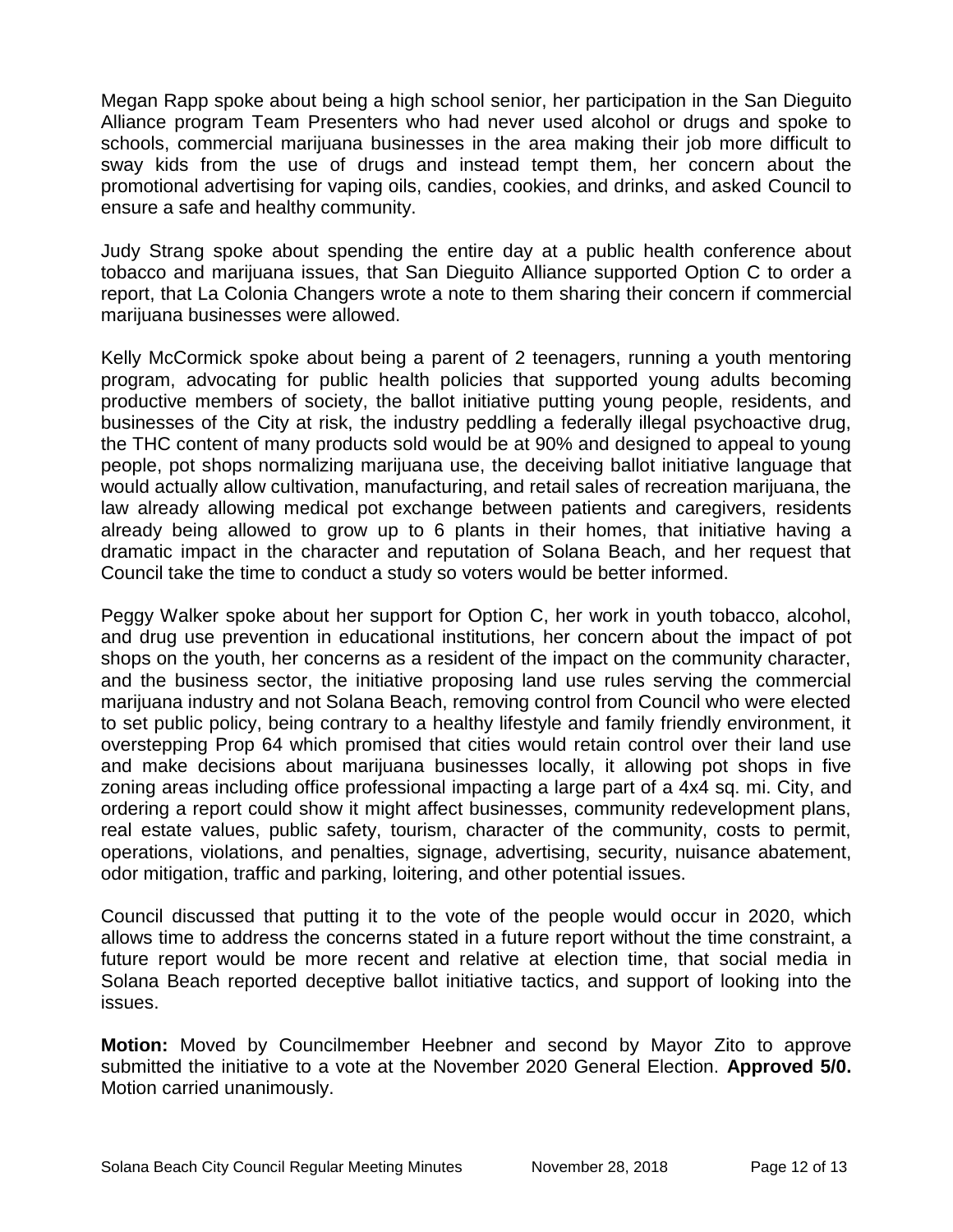Megan Rapp spoke about being a high school senior, her participation in the San Dieguito Alliance program Team Presenters who had never used alcohol or drugs and spoke to schools, commercial marijuana businesses in the area making their job more difficult to sway kids from the use of drugs and instead tempt them, her concern about the promotional advertising for vaping oils, candies, cookies, and drinks, and asked Council to ensure a safe and healthy community.

Judy Strang spoke about spending the entire day at a public health conference about tobacco and marijuana issues, that San Dieguito Alliance supported Option C to order a report, that La Colonia Changers wrote a note to them sharing their concern if commercial marijuana businesses were allowed.

Kelly McCormick spoke about being a parent of 2 teenagers, running a youth mentoring program, advocating for public health policies that supported young adults becoming productive members of society, the ballot initiative putting young people, residents, and businesses of the City at risk, the industry peddling a federally illegal psychoactive drug, the THC content of many products sold would be at 90% and designed to appeal to young people, pot shops normalizing marijuana use, the deceiving ballot initiative language that would actually allow cultivation, manufacturing, and retail sales of recreation marijuana, the law already allowing medical pot exchange between patients and caregivers, residents already being allowed to grow up to 6 plants in their homes, that initiative having a dramatic impact in the character and reputation of Solana Beach, and her request that Council take the time to conduct a study so voters would be better informed.

Peggy Walker spoke about her support for Option C, her work in youth tobacco, alcohol, and drug use prevention in educational institutions, her concern about the impact of pot shops on the youth, her concerns as a resident of the impact on the community character, and the business sector, the initiative proposing land use rules serving the commercial marijuana industry and not Solana Beach, removing control from Council who were elected to set public policy, being contrary to a healthy lifestyle and family friendly environment, it overstepping Prop 64 which promised that cities would retain control over their land use and make decisions about marijuana businesses locally, it allowing pot shops in five zoning areas including office professional impacting a large part of a 4x4 sq. mi. City, and ordering a report could show it might affect businesses, community redevelopment plans, real estate values, public safety, tourism, character of the community, costs to permit, operations, violations, and penalties, signage, advertising, security, nuisance abatement, odor mitigation, traffic and parking, loitering, and other potential issues.

Council discussed that putting it to the vote of the people would occur in 2020, which allows time to address the concerns stated in a future report without the time constraint, a future report would be more recent and relative at election time, that social media in Solana Beach reported deceptive ballot initiative tactics, and support of looking into the issues.

**Motion:** Moved by Councilmember Heebner and second by Mayor Zito to approve submitted the initiative to a vote at the November 2020 General Election. **Approved 5/0.** Motion carried unanimously.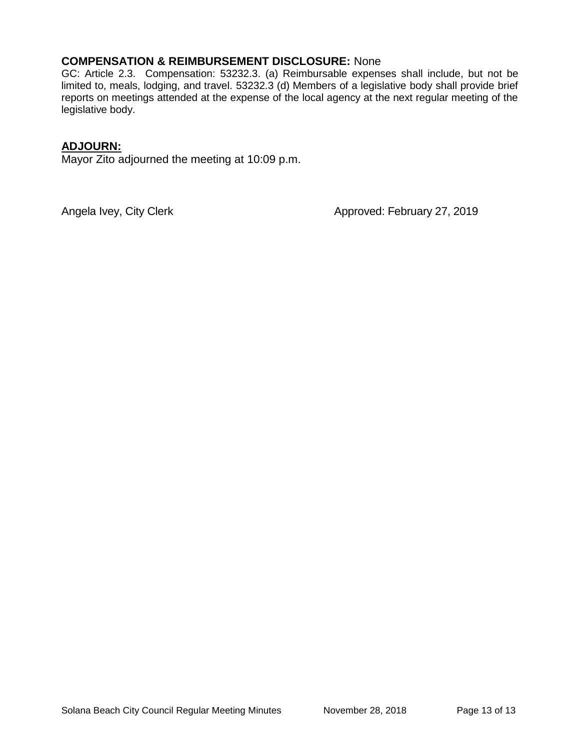**COMPENSATION & REIMBURSEMENT DISCLOSURE:** None

GC: Article 2.3. Compensation: 53232.3. (a) Reimbursable expenses shall include, but not be limited to, meals, lodging, and travel. 53232.3 (d) Members of a legislative body shall provide brief reports on meetings attended at the expense of the local agency at the next regular meeting of the legislative body.

**ADJOURN:**

Mayor Zito adjourned the meeting at 10:09 p.m.

Angela Ivey, City Clerk

Approved: February 27, 2019